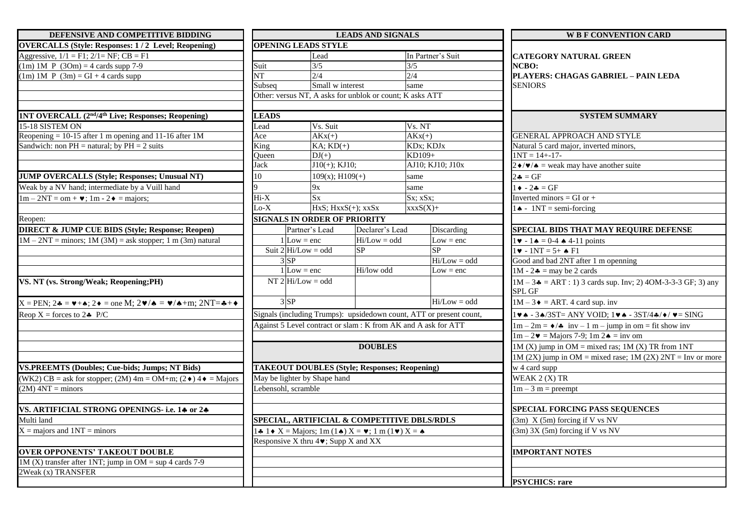# W B F CONVENTION CARD

**CATEGORY NATURAL GREEN**
**NCBO:**
**PLAYERS: CHAGAS GABRIEL – PAIN LEDA**
**SENIORS**

## SYSTEM SUMMARY

GENERAL APPROACH AND STYLE
Natural 5 card major, inverted minors,
1NT = 14+-17-
2♦/♥/♠ = weak may have another suite
2♣ = GF
1♦ - 2♣ = GF
Inverted minors = GI or +
1♠ - 1NT = semi-forcing

**SPECIAL BIDS THAT MAY REQUIRE DEFENSE**
1♥ - 1♠ = 0-4 ♠ 4-11 points
1♥ - 1NT = 5+ ♠ F1
Good and bad 2NT after 1 m openning
1M - 2♣ = may be 2 cards
1M – 3♣ = ART : 1) 3 cards sup. Inv; 2) 4OM-3-3-3 GF; 3) any SPL GF
1M – 3♦ = ART. 4 card sup. inv
1♥♠ - 3♠/3ST= ANY VOID; 1♥♠ - 3ST/4♣/♦/ ♥= SING
1m – 2m = ♦/♣ inv – 1 m – jump in om = fit show inv
1m – 2♥ = Majors 7-9; 1m 2♠ = inv om
1M (X) jump in OM = mixed ras; 1M (X) TR from 1NT
1M (2X) jump in OM = mixed rase; 1M (2X) 2NT = Inv or more w 4 card supp
WEAK 2 (X) TR
1m – 3 m = preempt

**SPECIAL FORCING PASS SEQUENCES**
(3m) X (5m) forcing if V vs NV
(3m) 3X (5m) forcing if V vs NV

**IMPORTANT NOTES**

**PSYCHICS: rare**

## DEFENSIVE AND COMPETITIVE BIDDING

**OVERCALLS (Style: Responses: 1 / 2 Level; Reopening)**
Aggressive, 1/1 = F1; 2/1= NF; CB = F1
(1m) 1M P (3Om) = 4 cards supp 7-9
(1m) 1M P (3m) = GI + 4 cards supp

**1NT OVERCALL (2nd/4th Live; Responses; Reopening)**
15-18 SISTEM ON
Reopening = 10-15 after 1 m opening and 11-16 after 1M
Sandwich: non PH = natural; by PH = 2 suits

**JUMP OVERCALLS (Style; Responses; Unusual NT)**
Weak by a NV hand; intermediate by a Vuill hand
1m – 2NT = om + ♥; 1m - 2♦ = majors;
Reopen:

**DIRECT & JUMP CUE BIDS (Style; Response; Reopen)**
1M – 2NT = minors; 1M (3M) = ask stopper; 1 m (3m) natural

**VS. NT (vs. Strong/Weak; Reopening;PH)**
X = PEN; 2♣ = ♥+♠; 2♦ = one M; 2♥/♠ = ♥/♠+m; 2NT=♣+♦
Reop X = forces to 2♣ P/C

**VS.PREEMTS (Doubles; Cue-bids; Jumps; NT Bids)**
(WK2) CB = ask for stopper; (2M) 4m = OM+m; (2♦) 4♦ = Majors
(2M) 4NT = minors

**VS. ARTIFICIAL STRONG OPENINGS- i.e. 1♣ or 2♣**
Multi land
X = majors and 1NT = minors

**OVER OPPONENTS' TAKEOUT DOUBLE**
1M (X) transfer after 1NT; jump in OM = sup 4 cards 7-9
2Weak (x) TRANSFER

## LEADS AND SIGNALS

**OPENING LEADS STYLE**

| | Lead | In Partner's Suit |
|---|---|---|
| Suit | 3/5 | 3/5 |
| NT | 2/4 | 2/4 |
| Subseq | Small w interest | same |

Other: versus NT, A asks for unblok or count; K asks ATT

**LEADS**

| Lead | Vs. Suit | Vs. NT |
|---|---|---|
| Ace | AKx(+) | AKx(+) |
| King | KA; KD(+) | KDx; KDJx |
| Queen | DJ(+) | KD109+ |
| Jack | J10(+); KJ10; | AJ10; KJ10; J10x |
| 10 | 109(x); H109(+) | same |
| 9 | 9x | same |
| Hi-X | Sx | Sx; xSx; |
| Lo-X | HxS; HxxS(+); xxSx | xxxS(X)+ |

**SIGNALS IN ORDER OF PRIORITY**

| | | Partner's Lead | Declarer's Lead | Discarding |
|---|---|---|---|---|
| Suit | 1 | Low = enc | Hi/Low = odd | Low = enc |
| | 2 | Hi/Low = odd | SP | SP |
| | 3 | SP | | Hi/Low = odd |
| NT | 1 | Low = enc | Hi/low odd | Low = enc |
| | 2 | Hi/Low = odd | | |
| | 3 | SP | | Hi/Low = odd |

Signals (including Trumps): upsidedown count, ATT or present count,
Against 5 Level contract or slam : K from AK and A ask for ATT

## DOUBLES

**TAKEOUT DOUBLES (Style; Responses; Reopening)**
May be lighter by Shape hand
Lebensohl, scramble

**SPECIAL, ARTIFICIAL & COMPETITIVE DBLS/RDLS**
1♣ 1♦ X = Majors; 1m (1♠) X = ♥; 1 m (1♥) X = ♠
Responsive X thru 4♥; Supp X and XX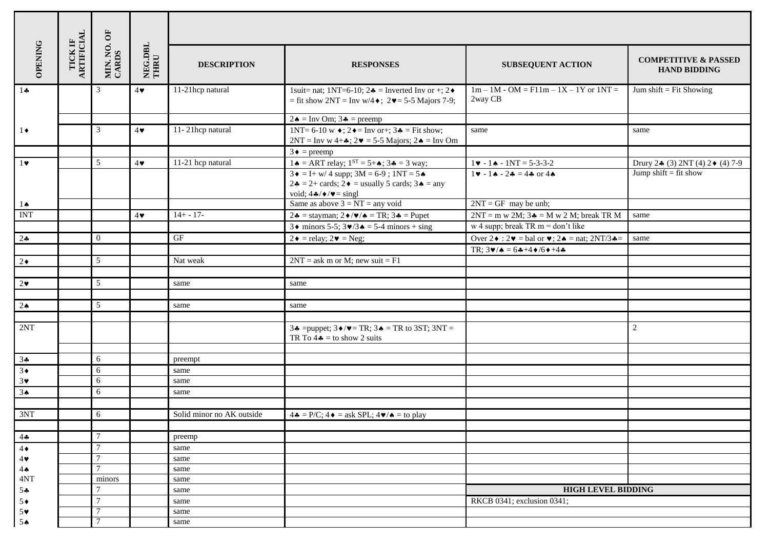| OPENING | TICK IF ARTIFICIAL | MIN. NO. OF CARDS | NEG.DBL THRU | DESCRIPTION | RESPONSES | SUBSEQUENT ACTION | COMPETITIVE & PASSED HAND BIDDING |
|---|---|---|---|---|---|---|---|
| 1♣ | | 3 | 4♥ | 11-21hcp natural | 1suit= nat; 1NT=6-10; 2♣ = Inverted Inv or +; 2♦ = fit show 2NT = Inv w/4♦; 2♥= 5-5 Majors 7-9; | 1m – 1M - OM = F11m – 1X – 1Y or 1NT = 2way CB | Jum shift = Fit Showing |
| | | | | | 2♠ = Inv Om; 3♣ = preemp | | |
| 1♦ | | 3 | 4♥ | 11- 21hcp natural | 1NT= 6-10 w ♦; 2♦= Inv or+; 3♣ = Fit show; 2NT = Inv w 4+♣; 2♥ = 5-5 Majors; 2♠ = Inv Om | same | same |
| | | | | | 3♦ = preemp | | |
| 1♥ | | 5 | 4♥ | 11-21 hcp natural | 1♠ = ART relay; 1ST = 5+♠; 3♣ = 3 way; | 1♥ - 1♠ - 1NT = 5-3-3-2 | Drury 2♣ (3) 2NT (4) 2♦ (4) 7-9 |
| | | | | | 3♦ = I+ w/ 4 supp; 3M = 6-9 ; 1NT = 5♠ 2♣ = 2+ cards; 2♦ = usually 5 cards; 3♠ = any void; 4♣/♦/♥= singl | 1♥ - 1♠ - 2♣ = 4♣ or 4♠ | Jump shift = fit show |
| 1♠ | | | | | Same as above 3 = NT = any void | 2NT = GF may be unb; | |
| INT | | | 4♥ | 14+ - 17- | 2♣ = stayman; 2♦/♥/♠ = TR; 3♣ = Pupet | 2NT = m w 2M; 3♣ = M w 2 M; break TR M | same |
| | | | | | 3♦ minors 5-5; 3♥/3♠ = 5-4 minors + sing | w 4 supp; break TR m = don't like | |
| 2♣ | | 0 | | GF | 2♦ = relay; 2♥ = Neg; | Over 2♦ : 2♥ = bal or ♥; 2♠ = nat; 2NT/3♣= | same |
| | | | | | | TR; 3♥/♠ = 6♣+4♦/6♦+4♣ | |
| 2♦ | | 5 | | Nat weak | 2NT = ask m or M; new suit = F1 | | |
| | | | | | | | |
| 2♥ | | 5 | | same | same | | |
| | | | | | | | |
| 2♠ | | 5 | | same | same | | |
| | | | | | | | |
| 2NT | | | | | 3♣ =puppet; 3♦/♥= TR; 3♠ = TR to 3ST; 3NT = TR To 4♣ = to show 2 suits | | 2 |
| | | | | | | | |
| 3♣ | | 6 | | preempt | | | |
| 3♦ | | 6 | | same | | | |
| 3♥ | | 6 | | same | | | |
| 3♠ | | 6 | | same | | | |
| | | | | | | | |
| 3NT | | 6 | | Solid minor no AK outside | 4♣ = P/C; 4♦ = ask SPL; 4♥/♠ = to play | | |
| | | | | | | | |
| 4♣ | | 7 | | preemp | | | |
| 4♦ | | 7 | | same | | | |
| 4♥ | | 7 | | same | | | |
| 4♠ | | 7 | | same | | | |
| 4NT | | minors | | same | | | |
| 5♣ | | 7 | | same | | **HIGH LEVEL BIDDING** | |
| 5♦ | | 7 | | same | | RKCB 0341; exclusion 0341; | |
| 5♥ | | 7 | | same | | | |
| 5♠ | | 7 | | same | | | |